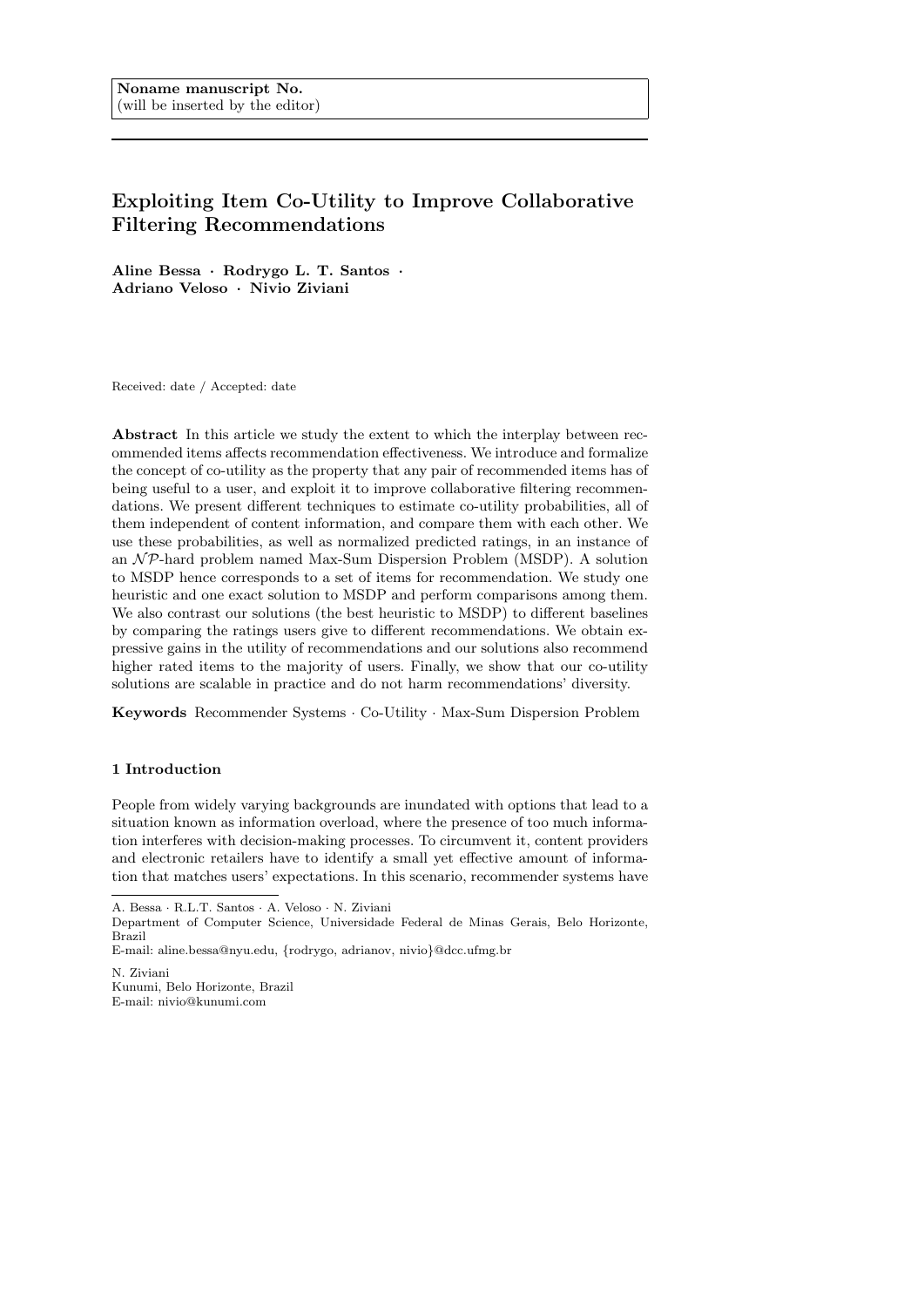Noname manuscript No.
(will be inserted by the editor)

# Exploiting Item Co-Utility to Improve Collaborative Filtering Recommendations

**Aline Bessa · Rodrygo L. T. Santos · Adriano Veloso · Nivio Ziviani**

Received: date / Accepted: date

**Abstract** In this article we study the extent to which the interplay between recommended items affects recommendation effectiveness. We introduce and formalize the concept of co-utility as the property that any pair of recommended items has of being useful to a user, and exploit it to improve collaborative filtering recommendations. We present different techniques to estimate co-utility probabilities, all of them independent of content information, and compare them with each other. We use these probabilities, as well as normalized predicted ratings, in an instance of an $\mathcal{NP}$-hard problem named Max-Sum Dispersion Problem (MSDP). A solution to MSDP hence corresponds to a set of items for recommendation. We study one heuristic and one exact solution to MSDP and perform comparisons among them. We also contrast our solutions (the best heuristic to MSDP) to different baselines by comparing the ratings users give to different recommendations. We obtain expressive gains in the utility of recommendations and our solutions also recommend higher rated items to the majority of users. Finally, we show that our co-utility solutions are scalable in practice and do not harm recommendations' diversity.

**Keywords** Recommender Systems · Co-Utility · Max-Sum Dispersion Problem

## 1 Introduction

People from widely varying backgrounds are inundated with options that lead to a situation known as information overload, where the presence of too much information interferes with decision-making processes. To circumvent it, content providers and electronic retailers have to identify a small yet effective amount of information that matches users' expectations. In this scenario, recommender systems have

---

A. Bessa · R.L.T. Santos · A. Veloso · N. Ziviani
Department of Computer Science, Universidade Federal de Minas Gerais, Belo Horizonte, Brazil
E-mail: aline.bessa@nyu.edu, {rodrygo, adrianov, nivio}@dcc.ufmg.br

N. Ziviani
Kunumi, Belo Horizonte, Brazil
E-mail: nivio@kunumi.com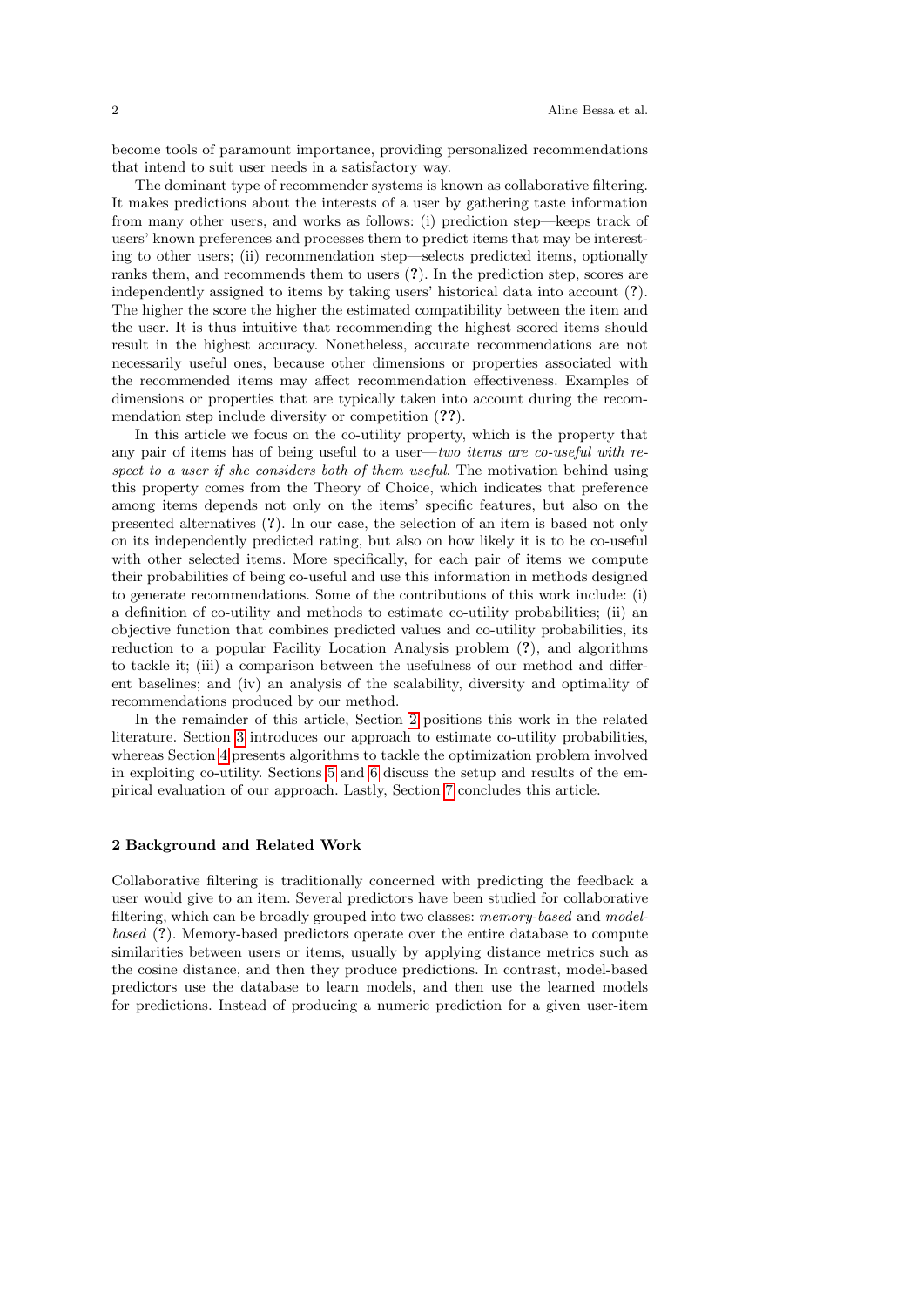become tools of paramount importance, providing personalized recommendations that intend to suit user needs in a satisfactory way.

The dominant type of recommender systems is known as collaborative filtering. It makes predictions about the interests of a user by gathering taste information from many other users, and works as follows: (i) prediction step—keeps track of users' known preferences and processes them to predict items that may be interesting to other users; (ii) recommendation step—selects predicted items, optionally ranks them, and recommends them to users (**?**). In the prediction step, scores are independently assigned to items by taking users' historical data into account (**?**). The higher the score the higher the estimated compatibility between the item and the user. It is thus intuitive that recommending the highest scored items should result in the highest accuracy. Nonetheless, accurate recommendations are not necessarily useful ones, because other dimensions or properties associated with the recommended items may affect recommendation effectiveness. Examples of dimensions or properties that are typically taken into account during the recommendation step include diversity or competition (**??**).

In this article we focus on the co-utility property, which is the property that any pair of items has of being useful to a user—*two items are co-useful with respect to a user if she considers both of them useful*. The motivation behind using this property comes from the Theory of Choice, which indicates that preference among items depends not only on the items' specific features, but also on the presented alternatives (**?**). In our case, the selection of an item is based not only on its independently predicted rating, but also on how likely it is to be co-useful with other selected items. More specifically, for each pair of items we compute their probabilities of being co-useful and use this information in methods designed to generate recommendations. Some of the contributions of this work include: (i) a definition of co-utility and methods to estimate co-utility probabilities; (ii) an objective function that combines predicted values and co-utility probabilities, its reduction to a popular Facility Location Analysis problem (**?**), and algorithms to tackle it; (iii) a comparison between the usefulness of our method and different baselines; and (iv) an analysis of the scalability, diversity and optimality of recommendations produced by our method.

In the remainder of this article, Section 2 positions this work in the related literature. Section 3 introduces our approach to estimate co-utility probabilities, whereas Section 4 presents algorithms to tackle the optimization problem involved in exploiting co-utility. Sections 5 and 6 discuss the setup and results of the empirical evaluation of our approach. Lastly, Section 7 concludes this article.

## 2 Background and Related Work

Collaborative filtering is traditionally concerned with predicting the feedback a user would give to an item. Several predictors have been studied for collaborative filtering, which can be broadly grouped into two classes: *memory-based* and *model-based* (**?**). Memory-based predictors operate over the entire database to compute similarities between users or items, usually by applying distance metrics such as the cosine distance, and then they produce predictions. In contrast, model-based predictors use the database to learn models, and then use the learned models for predictions. Instead of producing a numeric prediction for a given user-item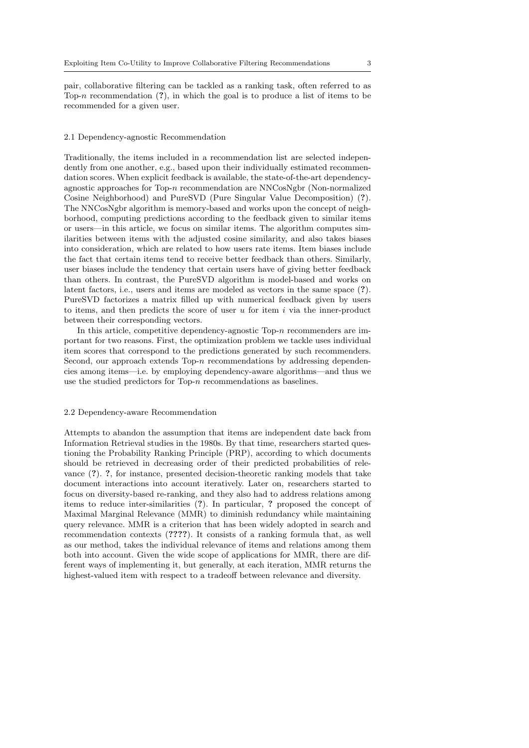pair, collaborative filtering can be tackled as a ranking task, often referred to as Top-$n$ recommendation (**?**), in which the goal is to produce a list of items to be recommended for a given user.

### 2.1 Dependency-agnostic Recommendation

Traditionally, the items included in a recommendation list are selected independently from one another, e.g., based upon their individually estimated recommendation scores. When explicit feedback is available, the state-of-the-art dependency-agnostic approaches for Top-$n$ recommendation are NNCosNgbr (Non-normalized Cosine Neighborhood) and PureSVD (Pure Singular Value Decomposition) (**?**). The NNCosNgbr algorithm is memory-based and works upon the concept of neighborhood, computing predictions according to the feedback given to similar items or users—in this article, we focus on similar items. The algorithm computes similarities between items with the adjusted cosine similarity, and also takes biases into consideration, which are related to how users rate items. Item biases include the fact that certain items tend to receive better feedback than others. Similarly, user biases include the tendency that certain users have of giving better feedback than others. In contrast, the PureSVD algorithm is model-based and works on latent factors, i.e., users and items are modeled as vectors in the same space (**?**). PureSVD factorizes a matrix filled up with numerical feedback given by users to items, and then predicts the score of user $u$ for item $i$ via the inner-product between their corresponding vectors.

In this article, competitive dependency-agnostic Top-$n$ recommenders are important for two reasons. First, the optimization problem we tackle uses individual item scores that correspond to the predictions generated by such recommenders. Second, our approach extends Top-$n$ recommendations by addressing dependencies among items—i.e. by employing dependency-aware algorithms—and thus we use the studied predictors for Top-$n$ recommendations as baselines.

### 2.2 Dependency-aware Recommendation

Attempts to abandon the assumption that items are independent date back from Information Retrieval studies in the 1980s. By that time, researchers started questioning the Probability Ranking Principle (PRP), according to which documents should be retrieved in decreasing order of their predicted probabilities of relevance (**?**). **?**, for instance, presented decision-theoretic ranking models that take document interactions into account iteratively. Later on, researchers started to focus on diversity-based re-ranking, and they also had to address relations among items to reduce inter-similarities (**?**). In particular, **?** proposed the concept of Maximal Marginal Relevance (MMR) to diminish redundancy while maintaining query relevance. MMR is a criterion that has been widely adopted in search and recommendation contexts (**????**). It consists of a ranking formula that, as well as our method, takes the individual relevance of items and relations among them both into account. Given the wide scope of applications for MMR, there are different ways of implementing it, but generally, at each iteration, MMR returns the highest-valued item with respect to a tradeoff between relevance and diversity.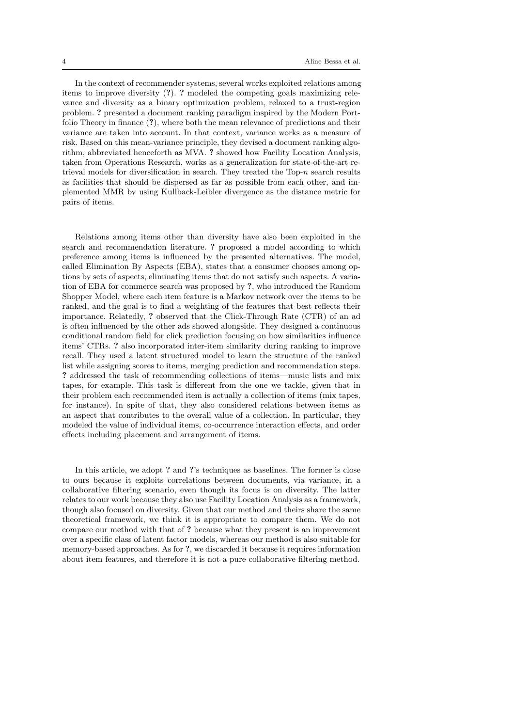In the context of recommender systems, several works exploited relations among items to improve diversity (**?**). **?** modeled the competing goals maximizing relevance and diversity as a binary optimization problem, relaxed to a trust-region problem. **?** presented a document ranking paradigm inspired by the Modern Portfolio Theory in finance (**?**), where both the mean relevance of predictions and their variance are taken into account. In that context, variance works as a measure of risk. Based on this mean-variance principle, they devised a document ranking algorithm, abbreviated henceforth as MVA. **?** showed how Facility Location Analysis, taken from Operations Research, works as a generalization for state-of-the-art retrieval models for diversification in search. They treated the Top-$n$ search results as facilities that should be dispersed as far as possible from each other, and implemented MMR by using Kullback-Leibler divergence as the distance metric for pairs of items.

Relations among items other than diversity have also been exploited in the search and recommendation literature. **?** proposed a model according to which preference among items is influenced by the presented alternatives. The model, called Elimination By Aspects (EBA), states that a consumer chooses among options by sets of aspects, eliminating items that do not satisfy such aspects. A variation of EBA for commerce search was proposed by **?**, who introduced the Random Shopper Model, where each item feature is a Markov network over the items to be ranked, and the goal is to find a weighting of the features that best reflects their importance. Relatedly, **?** observed that the Click-Through Rate (CTR) of an ad is often influenced by the other ads showed alongside. They designed a continuous conditional random field for click prediction focusing on how similarities influence items' CTRs. **?** also incorporated inter-item similarity during ranking to improve recall. They used a latent structured model to learn the structure of the ranked list while assigning scores to items, merging prediction and recommendation steps. **?** addressed the task of recommending collections of items—music lists and mix tapes, for example. This task is different from the one we tackle, given that in their problem each recommended item is actually a collection of items (mix tapes, for instance). In spite of that, they also considered relations between items as an aspect that contributes to the overall value of a collection. In particular, they modeled the value of individual items, co-occurrence interaction effects, and order effects including placement and arrangement of items.

In this article, we adopt **?** and **?**'s techniques as baselines. The former is close to ours because it exploits correlations between documents, via variance, in a collaborative filtering scenario, even though its focus is on diversity. The latter relates to our work because they also use Facility Location Analysis as a framework, though also focused on diversity. Given that our method and theirs share the same theoretical framework, we think it is appropriate to compare them. We do not compare our method with that of **?** because what they present is an improvement over a specific class of latent factor models, whereas our method is also suitable for memory-based approaches. As for **?**, we discarded it because it requires information about item features, and therefore it is not a pure collaborative filtering method.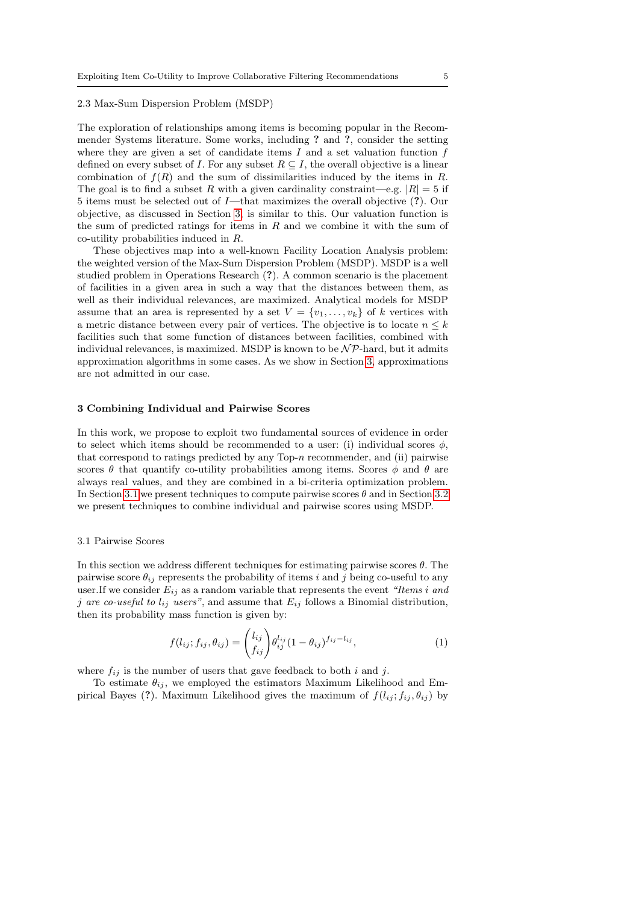### 2.3 Max-Sum Dispersion Problem (MSDP)

The exploration of relationships among items is becoming popular in the Recommender Systems literature. Some works, including **?** and **?**, consider the setting where they are given a set of candidate items $I$ and a set valuation function $f$ defined on every subset of $I$. For any subset $R \subseteq I$, the overall objective is a linear combination of $f(R)$ and the sum of dissimilarities induced by the items in $R$. The goal is to find a subset $R$ with a given cardinality constraint—e.g. $|R| = 5$ if 5 items must be selected out of $I$—that maximizes the overall objective (**?**). Our objective, as discussed in Section 3, is similar to this. Our valuation function is the sum of predicted ratings for items in $R$ and we combine it with the sum of co-utility probabilities induced in $R$.

These objectives map into a well-known Facility Location Analysis problem: the weighted version of the Max-Sum Dispersion Problem (MSDP). MSDP is a well studied problem in Operations Research (**?**). A common scenario is the placement of facilities in a given area in such a way that the distances between them, as well as their individual relevances, are maximized. Analytical models for MSDP assume that an area is represented by a set $V = \{v_1, \ldots, v_k\}$ of $k$ vertices with a metric distance between every pair of vertices. The objective is to locate $n \leq k$ facilities such that some function of distances between facilities, combined with individual relevances, is maximized. MSDP is known to be $\mathcal{NP}$-hard, but it admits approximation algorithms in some cases. As we show in Section 3, approximations are not admitted in our case.

## 3 Combining Individual and Pairwise Scores

In this work, we propose to exploit two fundamental sources of evidence in order to select which items should be recommended to a user: (i) individual scores $\phi$, that correspond to ratings predicted by any Top-$n$ recommender, and (ii) pairwise scores $\theta$ that quantify co-utility probabilities among items. Scores $\phi$ and $\theta$ are always real values, and they are combined in a bi-criteria optimization problem. In Section 3.1 we present techniques to compute pairwise scores $\theta$ and in Section 3.2 we present techniques to combine individual and pairwise scores using MSDP.

### 3.1 Pairwise Scores

In this section we address different techniques for estimating pairwise scores $\theta$. The pairwise score $\theta_{ij}$ represents the probability of items $i$ and $j$ being co-useful to any user.If we consider $E_{ij}$ as a random variable that represents the event *"Items $i$ and $j$ are co-useful to $l_{ij}$ users"*, and assume that $E_{ij}$ follows a Binomial distribution, then its probability mass function is given by:

$$f(l_{ij}; f_{ij}, \theta_{ij}) = \binom{l_{ij}}{f_{ij}} \theta_{ij}^{l_{ij}} (1 - \theta_{ij})^{f_{ij} - l_{ij}}, \quad (1)$$

where $f_{ij}$ is the number of users that gave feedback to both $i$ and $j$.

To estimate $\theta_{ij}$, we employed the estimators Maximum Likelihood and Empirical Bayes (**?**). Maximum Likelihood gives the maximum of $f(l_{ij}; f_{ij}, \theta_{ij})$ by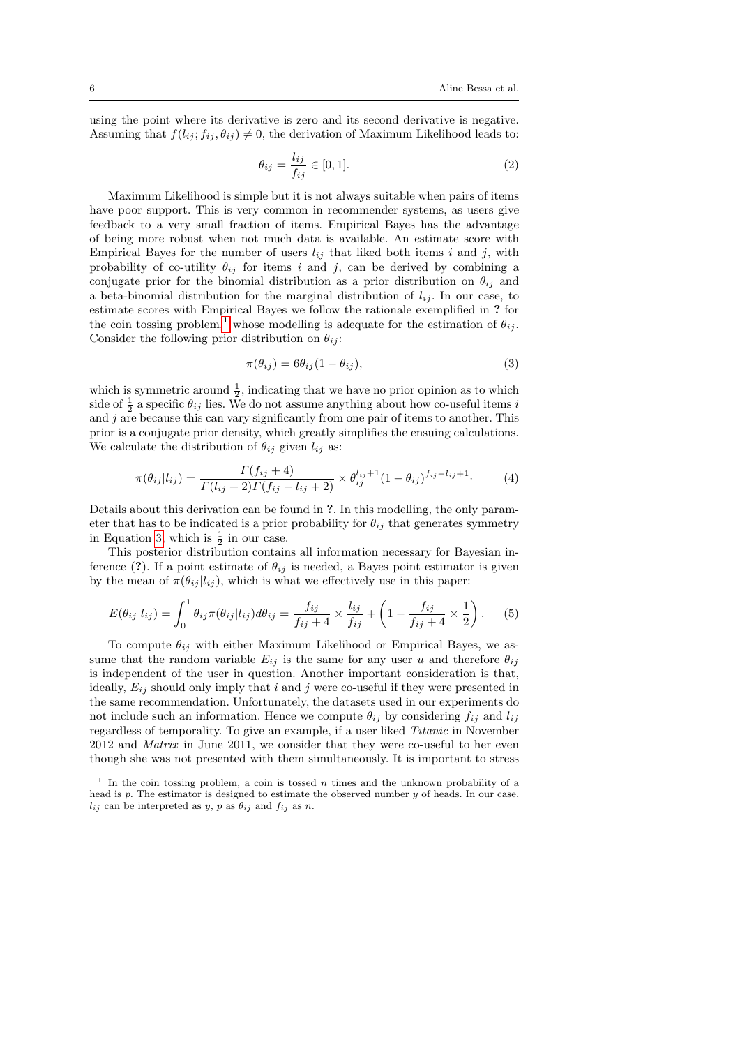using the point where its derivative is zero and its second derivative is negative. Assuming that $f(l_{ij}; f_{ij}, \theta_{ij}) \neq 0$, the derivation of Maximum Likelihood leads to:

$$\theta_{ij} = \frac{l_{ij}}{f_{ij}} \in [0, 1]. \tag{2}$$

Maximum Likelihood is simple but it is not always suitable when pairs of items have poor support. This is very common in recommender systems, as users give feedback to a very small fraction of items. Empirical Bayes has the advantage of being more robust when not much data is available. An estimate score with Empirical Bayes for the number of users $l_{ij}$ that liked both items $i$ and $j$, with probability of co-utility $\theta_{ij}$ for items $i$ and $j$, can be derived by combining a conjugate prior for the binomial distribution as a prior distribution on $\theta_{ij}$ and a beta-binomial distribution for the marginal distribution of $l_{ij}$. In our case, to estimate scores with Empirical Bayes we follow the rationale exemplified in **?** for the coin tossing problem[1] whose modelling is adequate for the estimation of $\theta_{ij}$. Consider the following prior distribution on $\theta_{ij}$:

$$\pi(\theta_{ij}) = 6\theta_{ij}(1 - \theta_{ij}), \tag{3}$$

which is symmetric around $\frac{1}{2}$, indicating that we have no prior opinion as to which side of $\frac{1}{2}$ a specific $\theta_{ij}$ lies. We do not assume anything about how co-useful items $i$ and $j$ are because this can vary significantly from one pair of items to another. This prior is a conjugate prior density, which greatly simplifies the ensuing calculations. We calculate the distribution of $\theta_{ij}$ given $l_{ij}$ as:

$$\pi(\theta_{ij}|l_{ij}) = \frac{\Gamma(f_{ij} + 4)}{\Gamma(l_{ij} + 2)\Gamma(f_{ij} - l_{ij} + 2)} \times \theta_{ij}^{l_{ij}+1}(1 - \theta_{ij})^{f_{ij} - l_{ij} + 1}. \tag{4}$$

Details about this derivation can be found in **?**. In this modelling, the only parameter that has to be indicated is a prior probability for $\theta_{ij}$ that generates symmetry in Equation 3, which is $\frac{1}{2}$ in our case.

This posterior distribution contains all information necessary for Bayesian inference (**?**). If a point estimate of $\theta_{ij}$ is needed, a Bayes point estimator is given by the mean of $\pi(\theta_{ij}|l_{ij})$, which is what we effectively use in this paper:

$$E(\theta_{ij}|l_{ij}) = \int_0^1 \theta_{ij}\pi(\theta_{ij}|l_{ij})d\theta_{ij} = \frac{f_{ij}}{f_{ij} + 4} \times \frac{l_{ij}}{f_{ij}} + \left(1 - \frac{f_{ij}}{f_{ij} + 4} \times \frac{1}{2}\right). \tag{5}$$

To compute $\theta_{ij}$ with either Maximum Likelihood or Empirical Bayes, we assume that the random variable $E_{ij}$ is the same for any user $u$ and therefore $\theta_{ij}$ is independent of the user in question. Another important consideration is that, ideally, $E_{ij}$ should only imply that $i$ and $j$ were co-useful if they were presented in the same recommendation. Unfortunately, the datasets used in our experiments do not include such an information. Hence we compute $\theta_{ij}$ by considering $f_{ij}$ and $l_{ij}$ regardless of temporality. To give an example, if a user liked *Titanic* in November 2012 and *Matrix* in June 2011, we consider that they were co-useful to her even though she was not presented with them simultaneously. It is important to stress

[1] In the coin tossing problem, a coin is tossed $n$ times and the unknown probability of a head is $p$. The estimator is designed to estimate the observed number $y$ of heads. In our case, $l_{ij}$ can be interpreted as $y$, $p$ as $\theta_{ij}$ and $f_{ij}$ as $n$.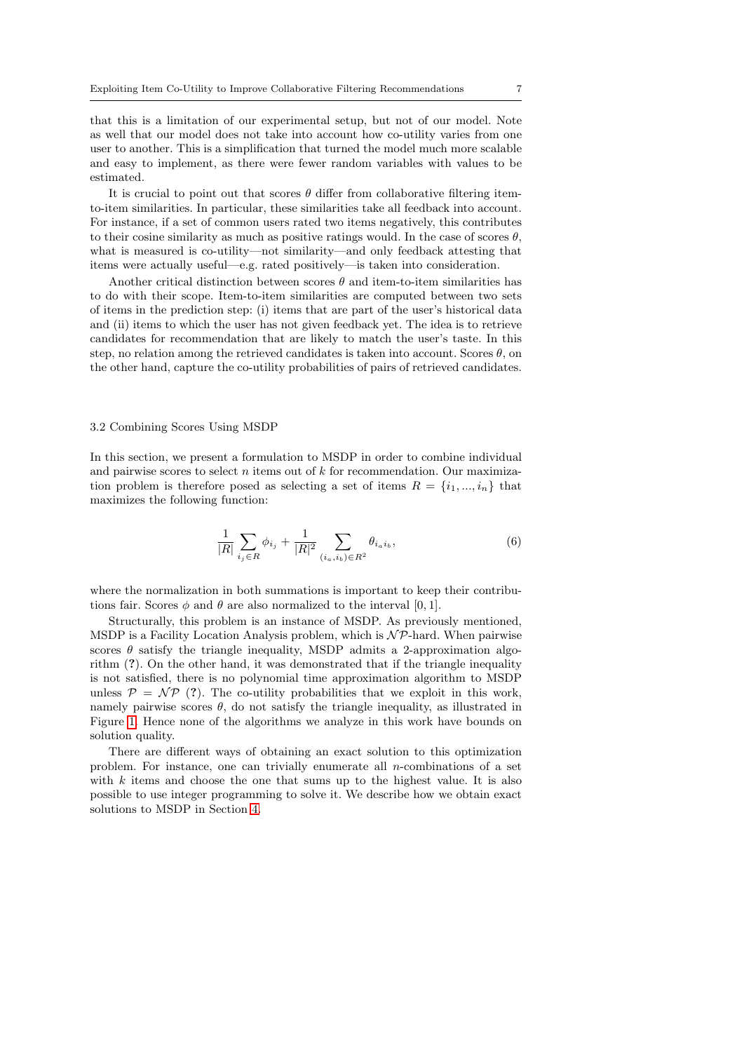that this is a limitation of our experimental setup, but not of our model. Note as well that our model does not take into account how co-utility varies from one user to another. This is a simplification that turned the model much more scalable and easy to implement, as there were fewer random variables with values to be estimated.

It is crucial to point out that scores $\theta$ differ from collaborative filtering item-to-item similarities. In particular, these similarities take all feedback into account. For instance, if a set of common users rated two items negatively, this contributes to their cosine similarity as much as positive ratings would. In the case of scores $\theta$, what is measured is co-utility—not similarity—and only feedback attesting that items were actually useful—e.g. rated positively—is taken into consideration.

Another critical distinction between scores $\theta$ and item-to-item similarities has to do with their scope. Item-to-item similarities are computed between two sets of items in the prediction step: (i) items that are part of the user's historical data and (ii) items to which the user has not given feedback yet. The idea is to retrieve candidates for recommendation that are likely to match the user's taste. In this step, no relation among the retrieved candidates is taken into account. Scores $\theta$, on the other hand, capture the co-utility probabilities of pairs of retrieved candidates.

### 3.2 Combining Scores Using MSDP

In this section, we present a formulation to MSDP in order to combine individual and pairwise scores to select $n$ items out of $k$ for recommendation. Our maximization problem is therefore posed as selecting a set of items $R = \{i_1, ..., i_n\}$ that maximizes the following function:

$$\frac{1}{|R|} \sum_{i_j \in R} \phi_{i_j} + \frac{1}{|R|^2} \sum_{(i_a, i_b) \in R^2} \theta_{i_a i_b}, \tag{6}$$

where the normalization in both summations is important to keep their contributions fair. Scores $\phi$ and $\theta$ are also normalized to the interval $[0, 1]$.

Structurally, this problem is an instance of MSDP. As previously mentioned, MSDP is a Facility Location Analysis problem, which is $\mathcal{NP}$-hard. When pairwise scores $\theta$ satisfy the triangle inequality, MSDP admits a 2-approximation algorithm (?). On the other hand, it was demonstrated that if the triangle inequality is not satisfied, there is no polynomial time approximation algorithm to MSDP unless $\mathcal{P} = \mathcal{NP}$ (?). The co-utility probabilities that we exploit in this work, namely pairwise scores $\theta$, do not satisfy the triangle inequality, as illustrated in Figure 1. Hence none of the algorithms we analyze in this work have bounds on solution quality.

There are different ways of obtaining an exact solution to this optimization problem. For instance, one can trivially enumerate all $n$-combinations of a set with $k$ items and choose the one that sums up to the highest value. It is also possible to use integer programming to solve it. We describe how we obtain exact solutions to MSDP in Section 4.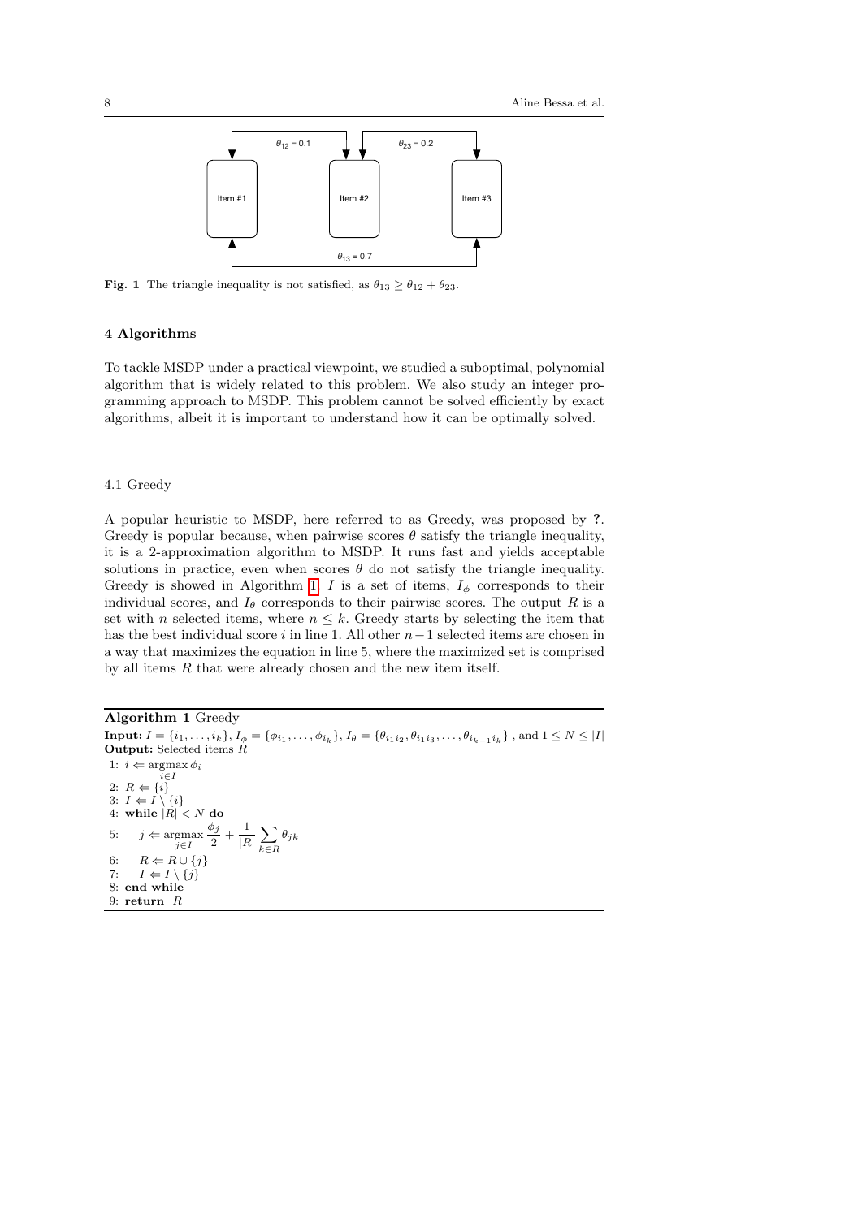Fig. 1 The triangle inequality is not satisfied, as $\theta_{13} \geq \theta_{12} + \theta_{23}$.

## 4 Algorithms

To tackle MSDP under a practical viewpoint, we studied a suboptimal, polynomial algorithm that is widely related to this problem. We also study an integer programming approach to MSDP. This problem cannot be solved efficiently by exact algorithms, albeit it is important to understand how it can be optimally solved.

### 4.1 Greedy

A popular heuristic to MSDP, here referred to as Greedy, was proposed by **?**. Greedy is popular because, when pairwise scores $\theta$ satisfy the triangle inequality, it is a 2-approximation algorithm to MSDP. It runs fast and yields acceptable solutions in practice, even when scores $\theta$ do not satisfy the triangle inequality. Greedy is showed in Algorithm 1. $I$ is a set of items, $I_\phi$ corresponds to their individual scores, and $I_\theta$ corresponds to their pairwise scores. The output $R$ is a set with $n$ selected items, where $n \leq k$. Greedy starts by selecting the item that has the best individual score $i$ in line 1. All other $n-1$ selected items are chosen in a way that maximizes the equation in line 5, where the maximized set is comprised by all items $R$ that were already chosen and the new item itself.

**Algorithm 1** Greedy

**Input:** $I = \{i_1, \dots, i_k\}$, $I_\phi = \{\phi_{i_1}, \dots, \phi_{i_k}\}$, $I_\theta = \{\theta_{i_1 i_2}, \theta_{i_1 i_3}, \dots, \theta_{i_{k-1} i_k}\}$ , and $1 \leq N \leq |I|$
**Output:** Selected items $R$

1: $i \Leftarrow \underset{i \in I}{\operatorname{argmax}}\, \phi_i$
2: $R \Leftarrow \{i\}$
3: $I \Leftarrow I \setminus \{i\}$
4: **while** $|R| < N$ **do**
5: $\quad j \Leftarrow \underset{j \in I}{\operatorname{argmax}}\, \dfrac{\phi_j}{2} + \dfrac{1}{|R|} \displaystyle\sum_{k \in R} \theta_{jk}$
6: $\quad R \Leftarrow R \cup \{j\}$
7: $\quad I \Leftarrow I \setminus \{j\}$
8: **end while**
9: **return** $R$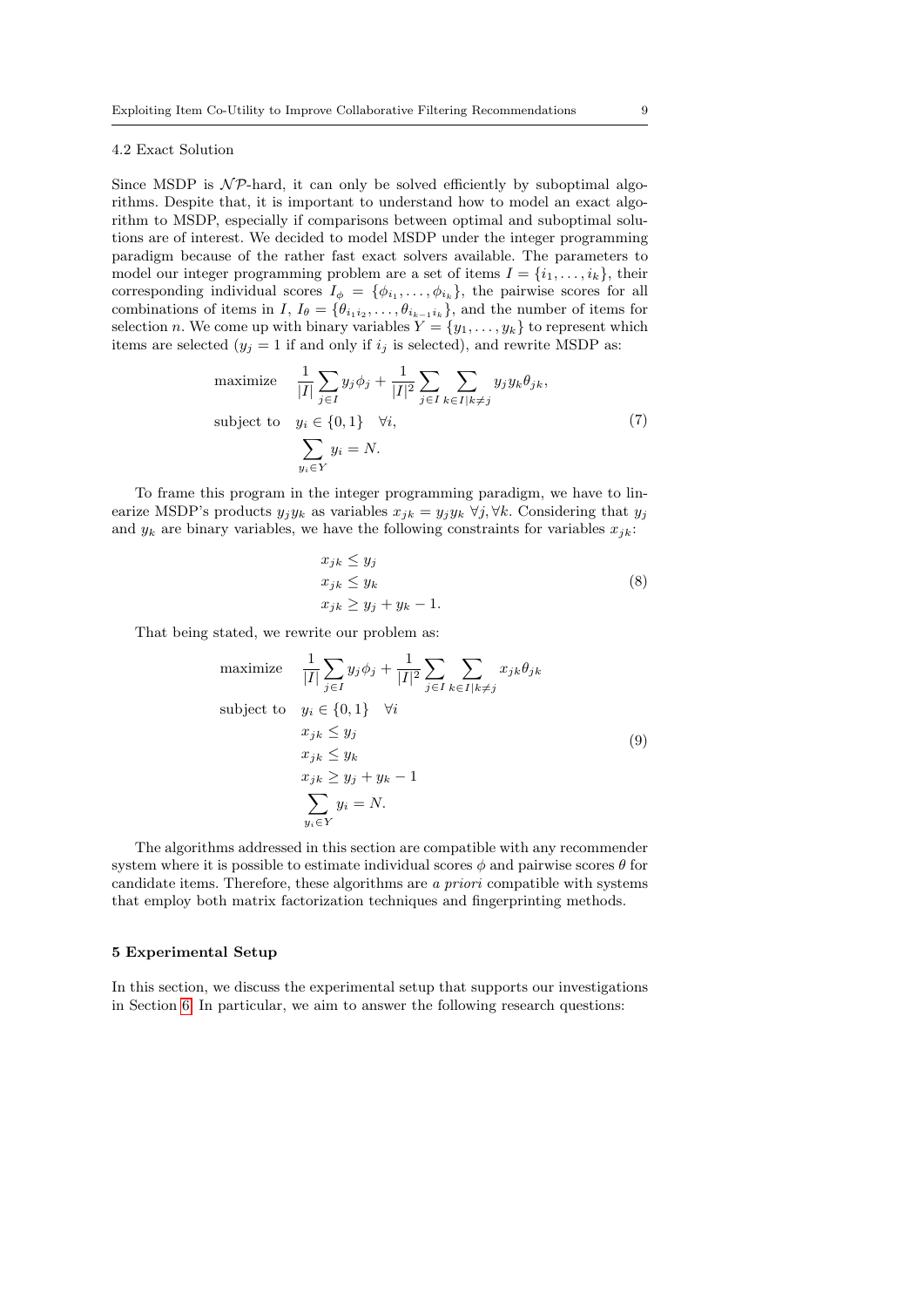### 4.2 Exact Solution

Since MSDP is $\mathcal{NP}$-hard, it can only be solved efficiently by suboptimal algorithms. Despite that, it is important to understand how to model an exact algorithm to MSDP, especially if comparisons between optimal and suboptimal solutions are of interest. We decided to model MSDP under the integer programming paradigm because of the rather fast exact solvers available. The parameters to model our integer programming problem are a set of items $I = \{i_1, \ldots, i_k\}$, their corresponding individual scores $I_\phi = \{\phi_{i_1}, \ldots, \phi_{i_k}\}$, the pairwise scores for all combinations of items in $I$, $I_\theta = \{\theta_{i_1 i_2}, \ldots, \theta_{i_{k-1} i_k}\}$, and the number of items for selection $n$. We come up with binary variables $Y = \{y_1, \ldots, y_k\}$ to represent which items are selected ($y_j = 1$ if and only if $i_j$ is selected), and rewrite MSDP as:

$$
\begin{aligned}
\text{maximize} \quad & \frac{1}{|I|} \sum_{j \in I} y_j \phi_j + \frac{1}{|I|^2} \sum_{j \in I} \sum_{k \in I | k \neq j} y_j y_k \theta_{jk}, \\
\text{subject to} \quad & y_i \in \{0, 1\} \quad \forall i, \\
& \sum_{y_i \in Y} y_i = N.
\end{aligned}
\tag{7}
$$

To frame this program in the integer programming paradigm, we have to linearize MSDP's products $y_j y_k$ as variables $x_{jk} = y_j y_k \ \forall j, \forall k$. Considering that $y_j$ and $y_k$ are binary variables, we have the following constraints for variables $x_{jk}$:

$$
\begin{aligned}
& x_{jk} \leq y_j \\
& x_{jk} \leq y_k \\
& x_{jk} \geq y_j + y_k - 1.
\end{aligned}
\tag{8}
$$

That being stated, we rewrite our problem as:

$$
\begin{aligned}
\text{maximize} \quad & \frac{1}{|I|} \sum_{j \in I} y_j \phi_j + \frac{1}{|I|^2} \sum_{j \in I} \sum_{k \in I | k \neq j} x_{jk} \theta_{jk} \\
\text{subject to} \quad & y_i \in \{0, 1\} \quad \forall i \\
& x_{jk} \leq y_j \\
& x_{jk} \leq y_k \\
& x_{jk} \geq y_j + y_k - 1 \\
& \sum_{y_i \in Y} y_i = N.
\end{aligned}
\tag{9}
$$

The algorithms addressed in this section are compatible with any recommender system where it is possible to estimate individual scores $\phi$ and pairwise scores $\theta$ for candidate items. Therefore, these algorithms are *a priori* compatible with systems that employ both matrix factorization techniques and fingerprinting methods.

## 5 Experimental Setup

In this section, we discuss the experimental setup that supports our investigations in Section 6. In particular, we aim to answer the following research questions: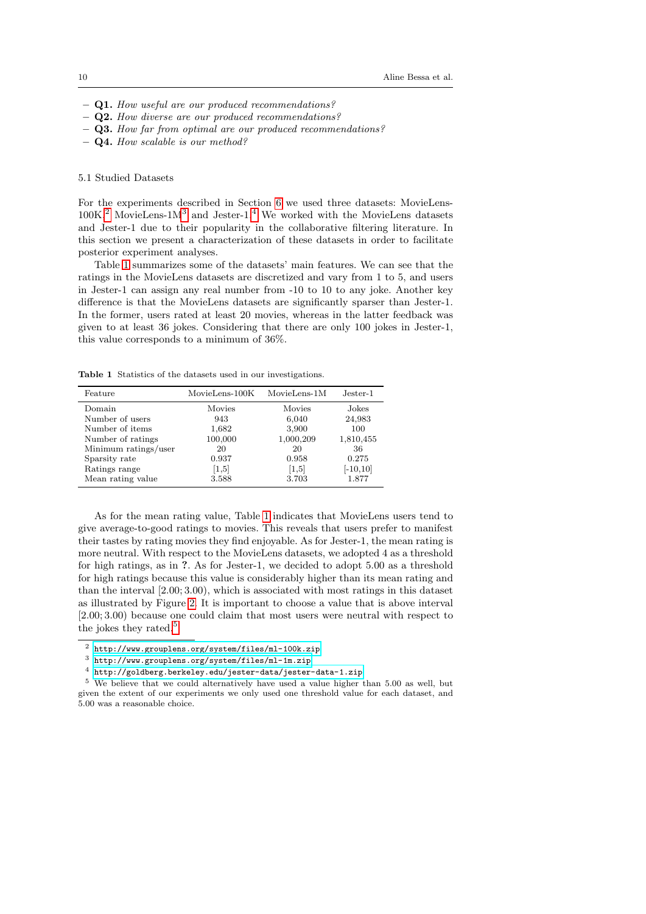- **Q1.** *How useful are our produced recommendations?*
- **Q2.** *How diverse are our produced recommendations?*
- **Q3.** *How far from optimal are our produced recommendations?*
- **Q4.** *How scalable is our method?*

### 5.1 Studied Datasets

For the experiments described in Section 6 we used three datasets: MovieLens-100K,[2] MovieLens-1M[3] and Jester-1.[4] We worked with the MovieLens datasets and Jester-1 due to their popularity in the collaborative filtering literature. In this section we present a characterization of these datasets in order to facilitate posterior experiment analyses.

Table 1 summarizes some of the datasets' main features. We can see that the ratings in the MovieLens datasets are discretized and vary from 1 to 5, and users in Jester-1 can assign any real number from -10 to 10 to any joke. Another key difference is that the MovieLens datasets are significantly sparser than Jester-1. In the former, users rated at least 20 movies, whereas in the latter feedback was given to at least 36 jokes. Considering that there are only 100 jokes in Jester-1, this value corresponds to a minimum of 36%.

**Table 1** Statistics of the datasets used in our investigations.

| Feature | MovieLens-100K | MovieLens-1M | Jester-1 |
|---|---|---|---|
| Domain | Movies | Movies | Jokes |
| Number of users | 943 | 6,040 | 24,983 |
| Number of items | 1,682 | 3,900 | 100 |
| Number of ratings | 100,000 | 1,000,209 | 1,810,455 |
| Minimum ratings/user | 20 | 20 | 36 |
| Sparsity rate | 0.937 | 0.958 | 0.275 |
| Ratings range | [1,5] | [1,5] | [-10,10] |
| Mean rating value | 3.588 | 3.703 | 1.877 |

As for the mean rating value, Table 1 indicates that MovieLens users tend to give average-to-good ratings to movies. This reveals that users prefer to manifest their tastes by rating movies they find enjoyable. As for Jester-1, the mean rating is more neutral. With respect to the MovieLens datasets, we adopted 4 as a threshold for high ratings, as in **?**. As for Jester-1, we decided to adopt 5.00 as a threshold for high ratings because this value is considerably higher than its mean rating and than the interval $[2.00; 3.00)$, which is associated with most ratings in this dataset as illustrated by Figure 2. It is important to choose a value that is above interval $[2.00; 3.00)$ because one could claim that most users were neutral with respect to the jokes they rated.[5]

---

[2] `http://www.grouplens.org/system/files/ml-100k.zip`

[3] `http://www.grouplens.org/system/files/ml-1m.zip`

[4] `http://goldberg.berkeley.edu/jester-data/jester-data-1.zip`

[5] We believe that we could alternatively have used a value higher than 5.00 as well, but given the extent of our experiments we only used one threshold value for each dataset, and 5.00 was a reasonable choice.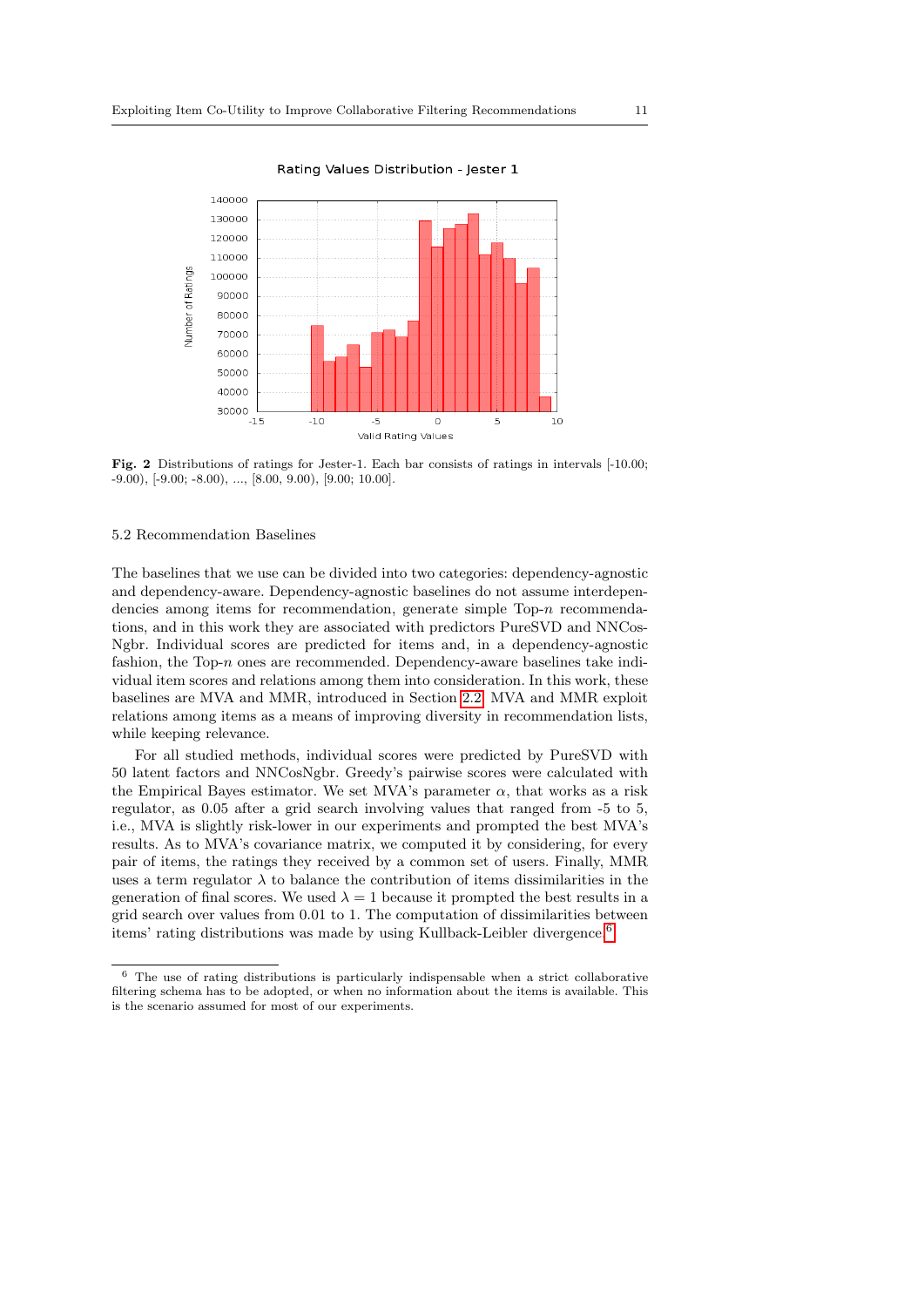Fig. 2 Distributions of ratings for Jester-1. Each bar consists of ratings in intervals [-10.00; -9.00), [-9.00; -8.00), ..., [8.00, 9.00), [9.00; 10.00].

### 5.2 Recommendation Baselines

The baselines that we use can be divided into two categories: dependency-agnostic and dependency-aware. Dependency-agnostic baselines do not assume interdependencies among items for recommendation, generate simple Top-$n$ recommendations, and in this work they are associated with predictors PureSVD and NNCosNgbr. Individual scores are predicted for items and, in a dependency-agnostic fashion, the Top-$n$ ones are recommended. Dependency-aware baselines take individual item scores and relations among them into consideration. In this work, these baselines are MVA and MMR, introduced in Section 2.2. MVA and MMR exploit relations among items as a means of improving diversity in recommendation lists, while keeping relevance.

For all studied methods, individual scores were predicted by PureSVD with 50 latent factors and NNCosNgbr. Greedy's pairwise scores were calculated with the Empirical Bayes estimator. We set MVA's parameter $\alpha$, that works as a risk regulator, as 0.05 after a grid search involving values that ranged from -5 to 5, i.e., MVA is slightly risk-lower in our experiments and prompted the best MVA's results. As to MVA's covariance matrix, we computed it by considering, for every pair of items, the ratings they received by a common set of users. Finally, MMR uses a term regulator $\lambda$ to balance the contribution of items dissimilarities in the generation of final scores. We used $\lambda = 1$ because it prompted the best results in a grid search over values from 0.01 to 1. The computation of dissimilarities between items' rating distributions was made by using Kullback-Leibler divergence.[6]

[6] The use of rating distributions is particularly indispensable when a strict collaborative filtering schema has to be adopted, or when no information about the items is available. This is the scenario assumed for most of our experiments.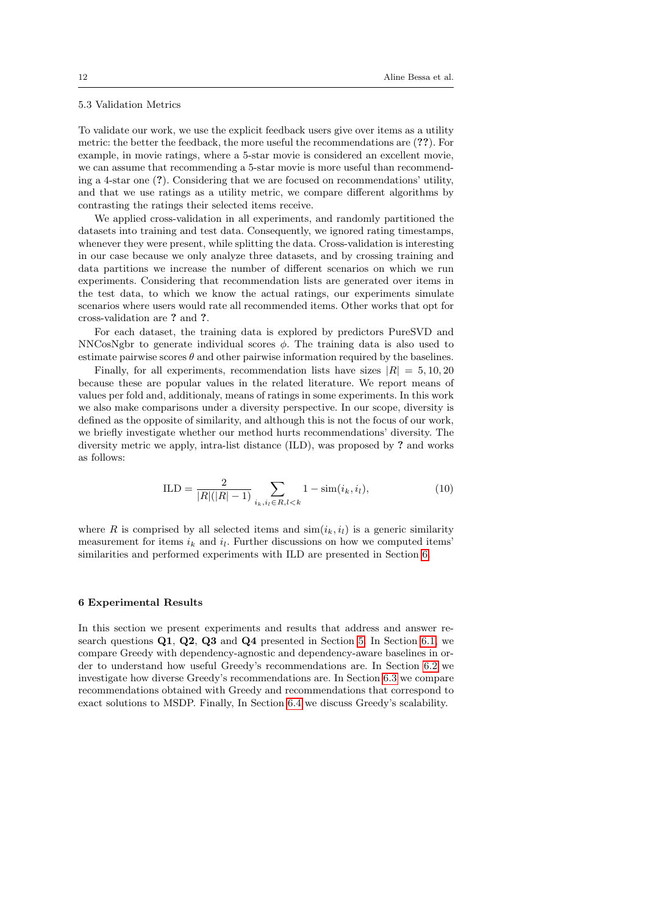### 5.3 Validation Metrics

To validate our work, we use the explicit feedback users give over items as a utility metric: the better the feedback, the more useful the recommendations are (**??**). For example, in movie ratings, where a 5-star movie is considered an excellent movie, we can assume that recommending a 5-star movie is more useful than recommending a 4-star one (**?**). Considering that we are focused on recommendations' utility, and that we use ratings as a utility metric, we compare different algorithms by contrasting the ratings their selected items receive.

We applied cross-validation in all experiments, and randomly partitioned the datasets into training and test data. Consequently, we ignored rating timestamps, whenever they were present, while splitting the data. Cross-validation is interesting in our case because we only analyze three datasets, and by crossing training and data partitions we increase the number of different scenarios on which we run experiments. Considering that recommendation lists are generated over items in the test data, to which we know the actual ratings, our experiments simulate scenarios where users would rate all recommended items. Other works that opt for cross-validation are **?** and **?**.

For each dataset, the training data is explored by predictors PureSVD and NNCosNgbr to generate individual scores $\phi$. The training data is also used to estimate pairwise scores $\theta$ and other pairwise information required by the baselines.

Finally, for all experiments, recommendation lists have sizes $|R| = 5, 10, 20$ because these are popular values in the related literature. We report means of values per fold and, additionaly, means of ratings in some experiments. In this work we also make comparisons under a diversity perspective. In our scope, diversity is defined as the opposite of similarity, and although this is not the focus of our work, we briefly investigate whether our method hurts recommendations' diversity. The diversity metric we apply, intra-list distance (ILD), was proposed by **?** and works as follows:

$$\text{ILD} = \frac{2}{|R|(|R|-1)} \sum_{i_k, i_l \in R, l<k} 1 - \text{sim}(i_k, i_l), \tag{10}$$

where $R$ is comprised by all selected items and $\text{sim}(i_k, i_l)$ is a generic similarity measurement for items $i_k$ and $i_l$. Further discussions on how we computed items' similarities and performed experiments with ILD are presented in Section 6.

## 6 Experimental Results

In this section we present experiments and results that address and answer research questions **Q1**, **Q2**, **Q3** and **Q4** presented in Section 5. In Section 6.1, we compare Greedy with dependency-agnostic and dependency-aware baselines in order to understand how useful Greedy's recommendations are. In Section 6.2 we investigate how diverse Greedy's recommendations are. In Section 6.3 we compare recommendations obtained with Greedy and recommendations that correspond to exact solutions to MSDP. Finally, In Section 6.4 we discuss Greedy's scalability.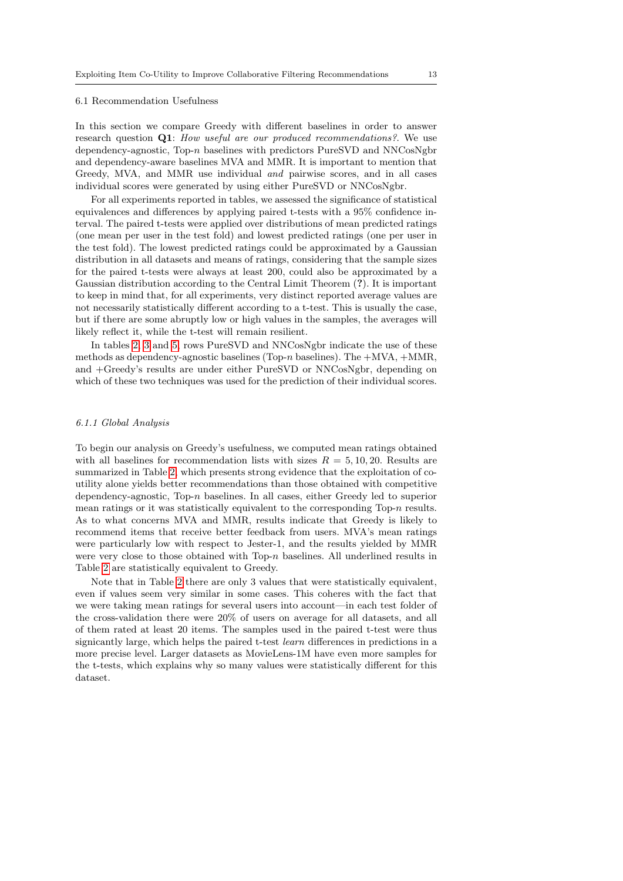### 6.1 Recommendation Usefulness

In this section we compare Greedy with different baselines in order to answer research question **Q1**: *How useful are our produced recommendations?*. We use dependency-agnostic, Top-$n$ baselines with predictors PureSVD and NNCosNgbr and dependency-aware baselines MVA and MMR. It is important to mention that Greedy, MVA, and MMR use individual *and* pairwise scores, and in all cases individual scores were generated by using either PureSVD or NNCosNgbr.

For all experiments reported in tables, we assessed the significance of statistical equivalences and differences by applying paired t-tests with a 95% confidence interval. The paired t-tests were applied over distributions of mean predicted ratings (one mean per user in the test fold) and lowest predicted ratings (one per user in the test fold). The lowest predicted ratings could be approximated by a Gaussian distribution in all datasets and means of ratings, considering that the sample sizes for the paired t-tests were always at least 200, could also be approximated by a Gaussian distribution according to the Central Limit Theorem (?). It is important to keep in mind that, for all experiments, very distinct reported average values are not necessarily statistically different according to a t-test. This is usually the case, but if there are some abruptly low or high values in the samples, the averages will likely reflect it, while the t-test will remain resilient.

In tables 2, 3 and 5, rows PureSVD and NNCosNgbr indicate the use of these methods as dependency-agnostic baselines (Top-$n$ baselines). The +MVA, +MMR, and +Greedy's results are under either PureSVD or NNCosNgbr, depending on which of these two techniques was used for the prediction of their individual scores.

#### 6.1.1 Global Analysis

To begin our analysis on Greedy's usefulness, we computed mean ratings obtained with all baselines for recommendation lists with sizes $R = 5, 10, 20$. Results are summarized in Table 2, which presents strong evidence that the exploitation of co-utility alone yields better recommendations than those obtained with competitive dependency-agnostic, Top-$n$ baselines. In all cases, either Greedy led to superior mean ratings or it was statistically equivalent to the corresponding Top-$n$ results. As to what concerns MVA and MMR, results indicate that Greedy is likely to recommend items that receive better feedback from users. MVA's mean ratings were particularly low with respect to Jester-1, and the results yielded by MMR were very close to those obtained with Top-$n$ baselines. All underlined results in Table 2 are statistically equivalent to Greedy.

Note that in Table 2 there are only 3 values that were statistically equivalent, even if values seem very similar in some cases. This coheres with the fact that we were taking mean ratings for several users into account—in each test folder of the cross-validation there were 20% of users on average for all datasets, and all of them rated at least 20 items. The samples used in the paired t-test were thus signicantly large, which helps the paired t-test *learn* differences in predictions in a more precise level. Larger datasets as MovieLens-1M have even more samples for the t-tests, which explains why so many values were statistically different for this dataset.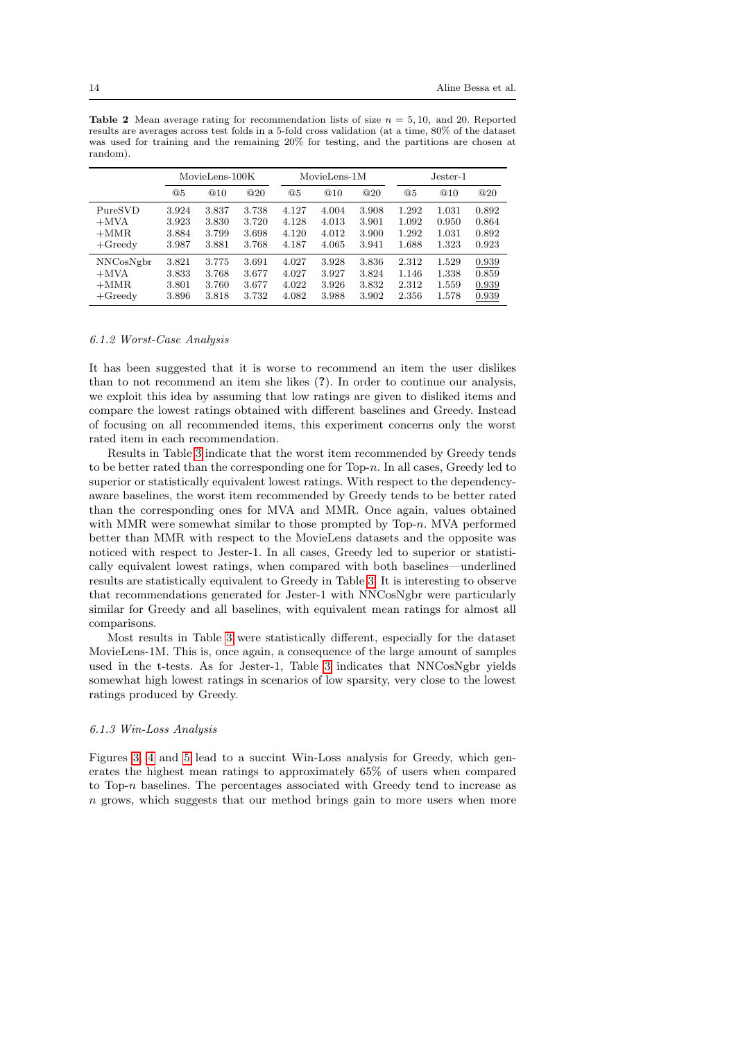**Table 2** Mean average rating for recommendation lists of size $n = 5, 10,$ and 20. Reported results are averages across test folds in a 5-fold cross validation (at a time, 80% of the dataset was used for training and the remaining 20% for testing, and the partitions are chosen at random).

| | MovieLens-100K | | | MovieLens-1M | | | Jester-1 | | |
|---|---|---|---|---|---|---|---|---|---|
| | @5 | @10 | @20 | @5 | @10 | @20 | @5 | @10 | @20 |
| PureSVD | 3.924 | 3.837 | 3.738 | 4.127 | 4.004 | 3.908 | 1.292 | 1.031 | 0.892 |
| +MVA | 3.923 | 3.830 | 3.720 | 4.128 | 4.013 | 3.901 | 1.092 | 0.950 | 0.864 |
| +MMR | 3.884 | 3.799 | 3.698 | 4.120 | 4.012 | 3.900 | 1.292 | 1.031 | 0.892 |
| +Greedy | 3.987 | 3.881 | 3.768 | 4.187 | 4.065 | 3.941 | 1.688 | 1.323 | 0.923 |
| NNCosNgbr | 3.821 | 3.775 | 3.691 | 4.027 | 3.928 | 3.836 | 2.312 | 1.529 | <u>0.939</u> |
| +MVA | 3.833 | 3.768 | 3.677 | 4.027 | 3.927 | 3.824 | 1.146 | 1.338 | 0.859 |
| +MMR | 3.801 | 3.760 | 3.677 | 4.022 | 3.926 | 3.832 | 2.312 | 1.559 | <u>0.939</u> |
| +Greedy | 3.896 | 3.818 | 3.732 | 4.082 | 3.988 | 3.902 | 2.356 | 1.578 | <u>0.939</u> |

#### *6.1.2 Worst-Case Analysis*

It has been suggested that it is worse to recommend an item the user dislikes than to not recommend an item she likes (?). In order to continue our analysis, we exploit this idea by assuming that low ratings are given to disliked items and compare the lowest ratings obtained with different baselines and Greedy. Instead of focusing on all recommended items, this experiment concerns only the worst rated item in each recommendation.

Results in Table 3 indicate that the worst item recommended by Greedy tends to be better rated than the corresponding one for Top-$n$. In all cases, Greedy led to superior or statistically equivalent lowest ratings. With respect to the dependency-aware baselines, the worst item recommended by Greedy tends to be better rated than the corresponding ones for MVA and MMR. Once again, values obtained with MMR were somewhat similar to those prompted by Top-$n$. MVA performed better than MMR with respect to the MovieLens datasets and the opposite was noticed with respect to Jester-1. In all cases, Greedy led to superior or statistically equivalent lowest ratings, when compared with both baselines—underlined results are statistically equivalent to Greedy in Table 3. It is interesting to observe that recommendations generated for Jester-1 with NNCosNgbr were particularly similar for Greedy and all baselines, with equivalent mean ratings for almost all comparisons.

Most results in Table 3 were statistically different, especially for the dataset MovieLens-1M. This is, once again, a consequence of the large amount of samples used in the t-tests. As for Jester-1, Table 3 indicates that NNCosNgbr yields somewhat high lowest ratings in scenarios of low sparsity, very close to the lowest ratings produced by Greedy.

#### *6.1.3 Win-Loss Analysis*

Figures 3, 4 and 5 lead to a succint Win-Loss analysis for Greedy, which generates the highest mean ratings to approximately 65% of users when compared to Top-$n$ baselines. The percentages associated with Greedy tend to increase as $n$ grows, which suggests that our method brings gain to more users when more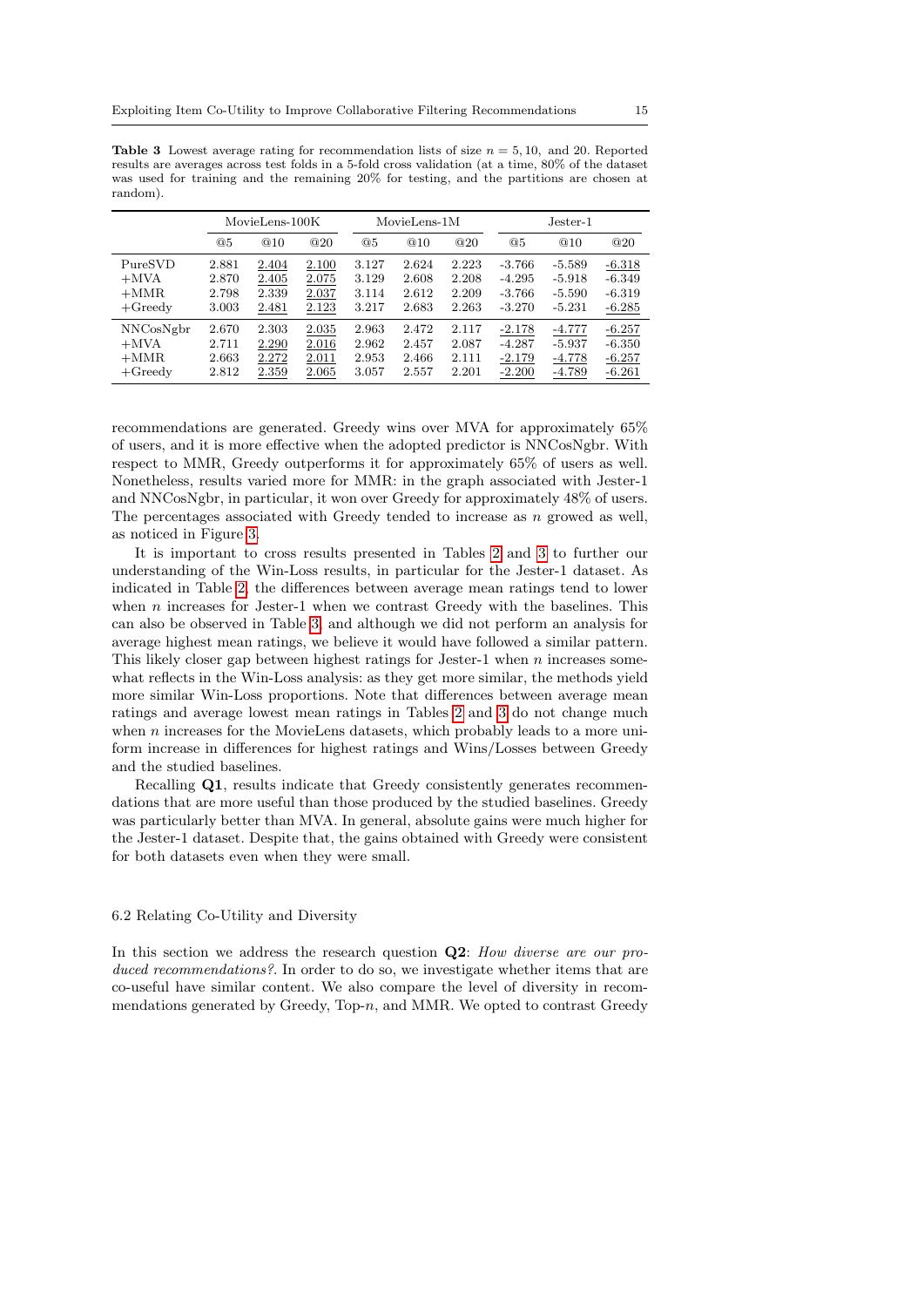**Table 3** Lowest average rating for recommendation lists of size $n = 5, 10,$ and 20. Reported results are averages across test folds in a 5-fold cross validation (at a time, 80% of the dataset was used for training and the remaining 20% for testing, and the partitions are chosen at random).

| | MovieLens-100K | | | MovieLens-1M | | | Jester-1 | | |
|---|---|---|---|---|---|---|---|---|---|
| | @5 | @10 | @20 | @5 | @10 | @20 | @5 | @10 | @20 |
| PureSVD | 2.881 | 2.404 | 2.100 | 3.127 | 2.624 | 2.223 | -3.766 | -5.589 | -6.318 |
| +MVA | 2.870 | 2.405 | 2.075 | 3.129 | 2.608 | 2.208 | -4.295 | -5.918 | -6.349 |
| +MMR | 2.798 | 2.339 | 2.037 | 3.114 | 2.612 | 2.209 | -3.766 | -5.590 | -6.319 |
| +Greedy | 3.003 | 2.481 | 2.123 | 3.217 | 2.683 | 2.263 | -3.270 | -5.231 | -6.285 |
| NNCosNgbr | 2.670 | 2.303 | 2.035 | 2.963 | 2.472 | 2.117 | -2.178 | -4.777 | -6.257 |
| +MVA | 2.711 | 2.290 | 2.016 | 2.962 | 2.457 | 2.087 | -4.287 | -5.937 | -6.350 |
| +MMR | 2.663 | 2.272 | 2.011 | 2.953 | 2.466 | 2.111 | -2.179 | -4.778 | -6.257 |
| +Greedy | 2.812 | 2.359 | 2.065 | 3.057 | 2.557 | 2.201 | -2.200 | -4.789 | -6.261 |

recommendations are generated. Greedy wins over MVA for approximately 65% of users, and it is more effective when the adopted predictor is NNCosNgbr. With respect to MMR, Greedy outperforms it for approximately 65% of users as well. Nonetheless, results varied more for MMR: in the graph associated with Jester-1 and NNCosNgbr, in particular, it won over Greedy for approximately 48% of users. The percentages associated with Greedy tended to increase as $n$ growed as well, as noticed in Figure 3.

It is important to cross results presented in Tables 2 and 3 to further our understanding of the Win-Loss results, in particular for the Jester-1 dataset. As indicated in Table 2, the differences between average mean ratings tend to lower when $n$ increases for Jester-1 when we contrast Greedy with the baselines. This can also be observed in Table 3, and although we did not perform an analysis for average highest mean ratings, we believe it would have followed a similar pattern. This likely closer gap between highest ratings for Jester-1 when $n$ increases somewhat reflects in the Win-Loss analysis: as they get more similar, the methods yield more similar Win-Loss proportions. Note that differences between average mean ratings and average lowest mean ratings in Tables 2 and 3 do not change much when $n$ increases for the MovieLens datasets, which probably leads to a more uniform increase in differences for highest ratings and Wins/Losses between Greedy and the studied baselines.

Recalling **Q1**, results indicate that Greedy consistently generates recommendations that are more useful than those produced by the studied baselines. Greedy was particularly better than MVA. In general, absolute gains were much higher for the Jester-1 dataset. Despite that, the gains obtained with Greedy were consistent for both datasets even when they were small.

### 6.2 Relating Co-Utility and Diversity

In this section we address the research question **Q2**: *How diverse are our produced recommendations?*. In order to do so, we investigate whether items that are co-useful have similar content. We also compare the level of diversity in recommendations generated by Greedy, Top-$n$, and MMR. We opted to contrast Greedy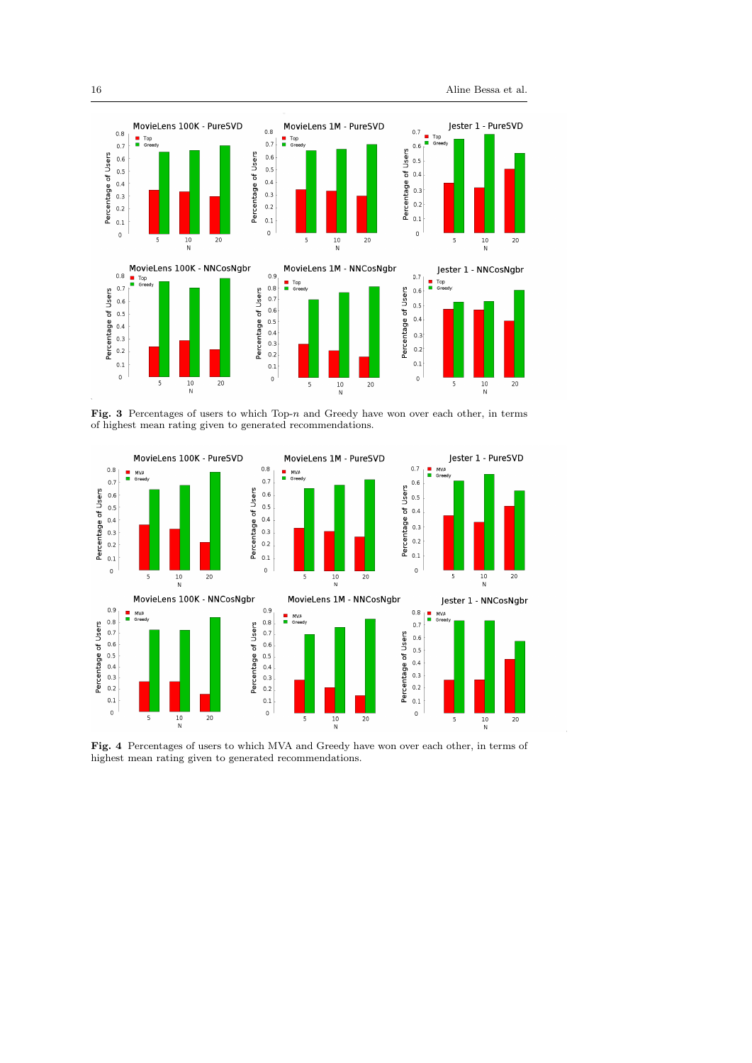**Fig. 3** Percentages of users to which Top-$n$ and Greedy have won over each other, in terms of highest mean rating given to generated recommendations.

**Fig. 4** Percentages of users to which MVA and Greedy have won over each other, in terms of highest mean rating given to generated recommendations.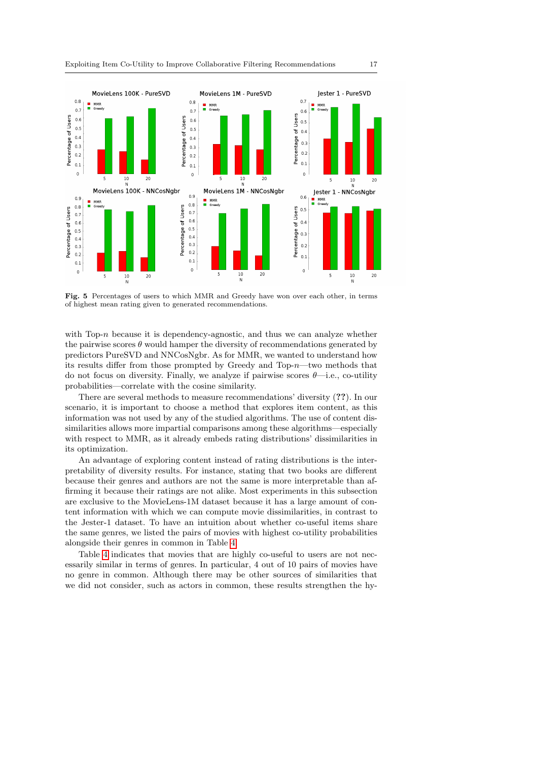**Fig. 5** Percentages of users to which MMR and Greedy have won over each other, in terms of highest mean rating given to generated recommendations.

with Top-$n$ because it is dependency-agnostic, and thus we can analyze whether the pairwise scores $\theta$ would hamper the diversity of recommendations generated by predictors PureSVD and NNCosNgbr. As for MMR, we wanted to understand how its results differ from those prompted by Greedy and Top-$n$—two methods that do not focus on diversity. Finally, we analyze if pairwise scores $\theta$—i.e., co-utility probabilities—correlate with the cosine similarity.

There are several methods to measure recommendations' diversity (**??**). In our scenario, it is important to choose a method that explores item content, as this information was not used by any of the studied algorithms. The use of content dissimilarities allows more impartial comparisons among these algorithms—especially with respect to MMR, as it already embeds rating distributions' dissimilarities in its optimization.

An advantage of exploring content instead of rating distributions is the interpretability of diversity results. For instance, stating that two books are different because their genres and authors are not the same is more interpretable than affirming it because their ratings are not alike. Most experiments in this subsection are exclusive to the MovieLens-1M dataset because it has a large amount of content information with which we can compute movie dissimilarities, in contrast to the Jester-1 dataset. To have an intuition about whether co-useful items share the same genres, we listed the pairs of movies with highest co-utility probabilities alongside their genres in common in Table 4.

Table 4 indicates that movies that are highly co-useful to users are not necessarily similar in terms of genres. In particular, 4 out of 10 pairs of movies have no genre in common. Although there may be other sources of similarities that we did not consider, such as actors in common, these results strengthen the hy-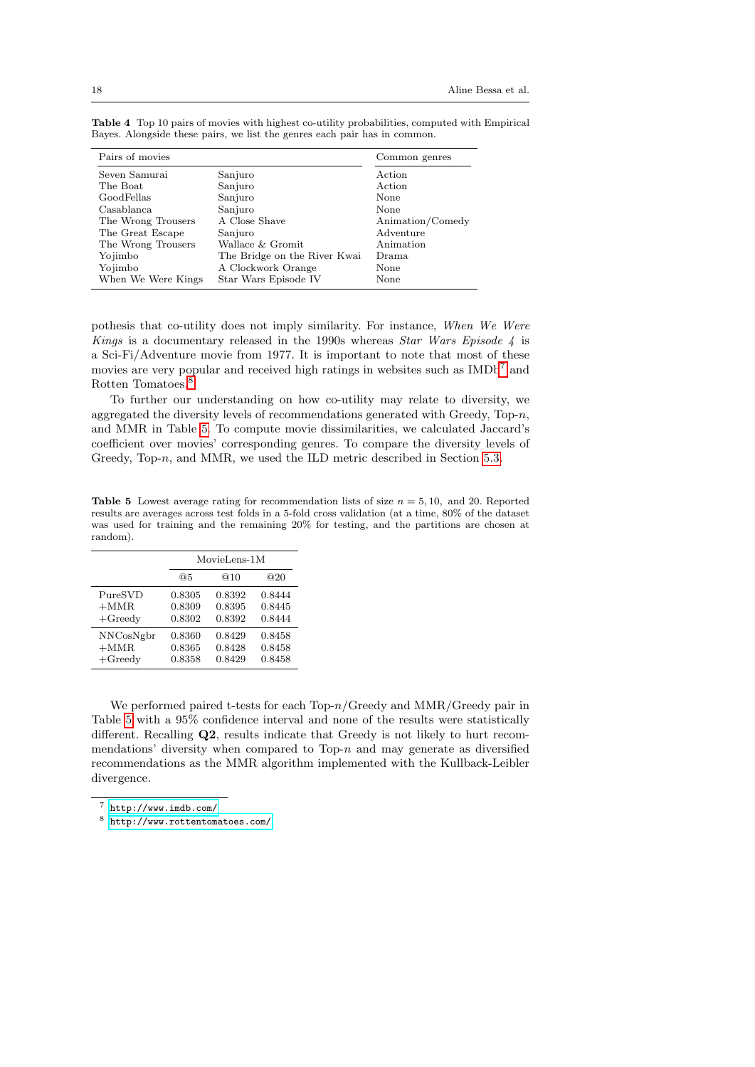**Table 4** Top 10 pairs of movies with highest co-utility probabilities, computed with Empirical Bayes. Alongside these pairs, we list the genres each pair has in common.

| Pairs of movies | | Common genres |
|---|---|---|
| Seven Samurai | Sanjuro | Action |
| The Boat | Sanjuro | Action |
| GoodFellas | Sanjuro | None |
| Casablanca | Sanjuro | None |
| The Wrong Trousers | A Close Shave | Animation/Comedy |
| The Great Escape | Sanjuro | Adventure |
| The Wrong Trousers | Wallace & Gromit | Animation |
| Yojimbo | The Bridge on the River Kwai | Drama |
| Yojimbo | A Clockwork Orange | None |
| When We Were Kings | Star Wars Episode IV | None |

pothesis that co-utility does not imply similarity. For instance, *When We Were Kings* is a documentary released in the 1990s whereas *Star Wars Episode 4* is a Sci-Fi/Adventure movie from 1977. It is important to note that most of these movies are very popular and received high ratings in websites such as IMDb[7] and Rotten Tomatoes.[8]

To further our understanding on how co-utility may relate to diversity, we aggregated the diversity levels of recommendations generated with Greedy, Top-$n$, and MMR in Table 5. To compute movie dissimilarities, we calculated Jaccard's coefficient over movies' corresponding genres. To compare the diversity levels of Greedy, Top-$n$, and MMR, we used the ILD metric described in Section 5.3.

**Table 5** Lowest average rating for recommendation lists of size $n = 5, 10,$ and 20. Reported results are averages across test folds in a 5-fold cross validation (at a time, 80% of the dataset was used for training and the remaining 20% for testing, and the partitions are chosen at random).

| | MovieLens-1M | | |
|---|---|---|---|
| | @5 | @10 | @20 |
| PureSVD | 0.8305 | 0.8392 | 0.8444 |
| +MMR | 0.8309 | 0.8395 | 0.8445 |
| +Greedy | 0.8302 | 0.8392 | 0.8444 |
| NNCosNgbr | 0.8360 | 0.8429 | 0.8458 |
| +MMR | 0.8365 | 0.8428 | 0.8458 |
| +Greedy | 0.8358 | 0.8429 | 0.8458 |

We performed paired t-tests for each Top-$n$/Greedy and MMR/Greedy pair in Table 5 with a 95% confidence interval and none of the results were statistically different. Recalling **Q2**, results indicate that Greedy is not likely to hurt recommendations' diversity when compared to Top-$n$ and may generate as diversified recommendations as the MMR algorithm implemented with the Kullback-Leibler divergence.

[7] http://www.imdb.com/

[8] http://www.rottentomatoes.com/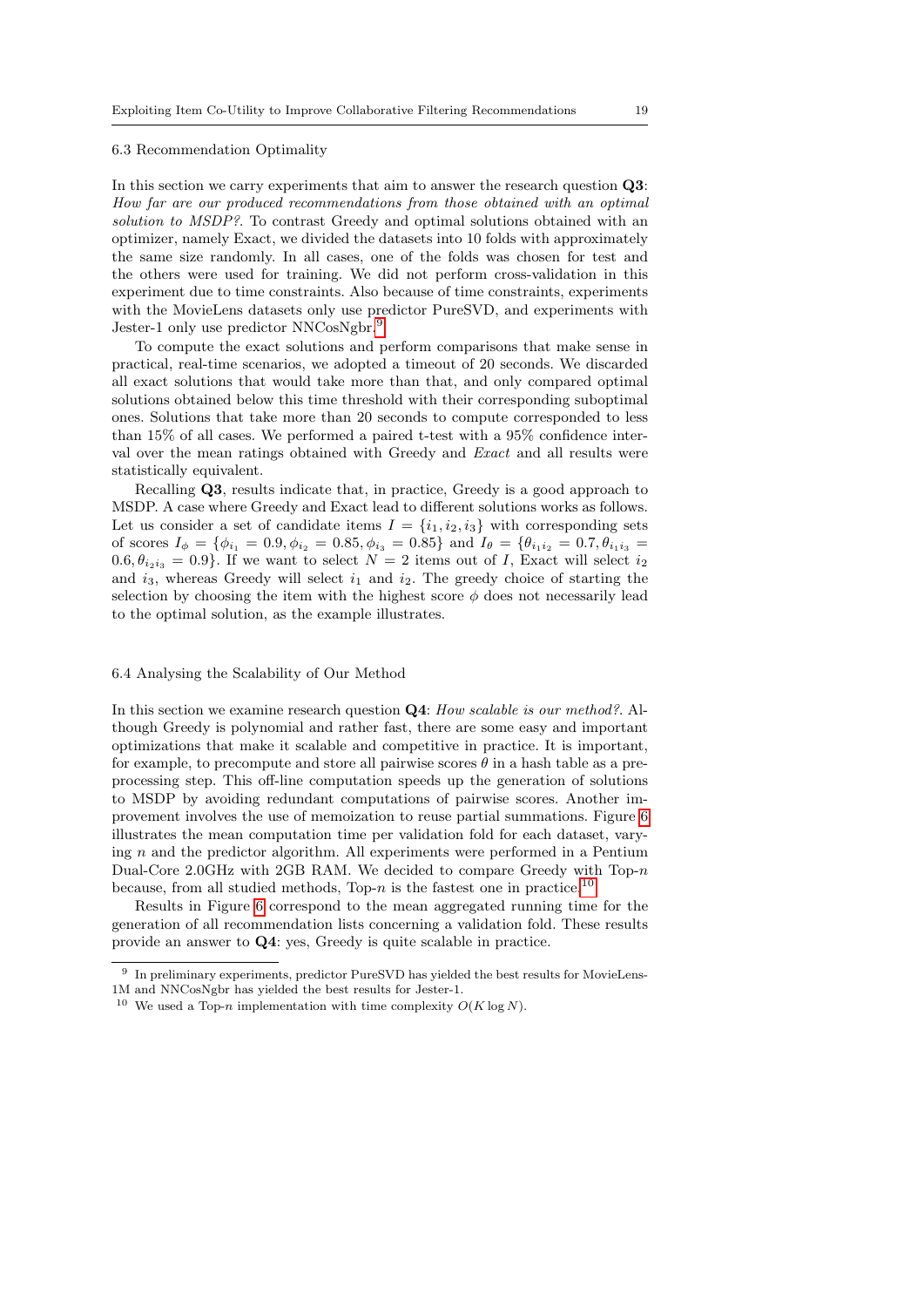### 6.3 Recommendation Optimality

In this section we carry experiments that aim to answer the research question **Q3**: *How far are our produced recommendations from those obtained with an optimal solution to MSDP?*. To contrast Greedy and optimal solutions obtained with an optimizer, namely Exact, we divided the datasets into 10 folds with approximately the same size randomly. In all cases, one of the folds was chosen for test and the others were used for training. We did not perform cross-validation in this experiment due to time constraints. Also because of time constraints, experiments with the MovieLens datasets only use predictor PureSVD, and experiments with Jester-1 only use predictor NNCosNgbr.[9]

To compute the exact solutions and perform comparisons that make sense in practical, real-time scenarios, we adopted a timeout of 20 seconds. We discarded all exact solutions that would take more than that, and only compared optimal solutions obtained below this time threshold with their corresponding suboptimal ones. Solutions that take more than 20 seconds to compute corresponded to less than 15% of all cases. We performed a paired t-test with a 95% confidence interval over the mean ratings obtained with Greedy and *Exact* and all results were statistically equivalent.

Recalling **Q3**, results indicate that, in practice, Greedy is a good approach to MSDP. A case where Greedy and Exact lead to different solutions works as follows. Let us consider a set of candidate items $I = \{i_1, i_2, i_3\}$ with corresponding sets of scores $I_\phi = \{\phi_{i_1} = 0.9, \phi_{i_2} = 0.85, \phi_{i_3} = 0.85\}$ and $I_\theta = \{\theta_{i_1 i_2} = 0.7, \theta_{i_1 i_3} = 0.6, \theta_{i_2 i_3} = 0.9\}$. If we want to select $N = 2$ items out of $I$, Exact will select $i_2$ and $i_3$, whereas Greedy will select $i_1$ and $i_2$. The greedy choice of starting the selection by choosing the item with the highest score $\phi$ does not necessarily lead to the optimal solution, as the example illustrates.

### 6.4 Analysing the Scalability of Our Method

In this section we examine research question **Q4**: *How scalable is our method?*. Although Greedy is polynomial and rather fast, there are some easy and important optimizations that make it scalable and competitive in practice. It is important, for example, to precompute and store all pairwise scores $\theta$ in a hash table as a preprocessing step. This off-line computation speeds up the generation of solutions to MSDP by avoiding redundant computations of pairwise scores. Another improvement involves the use of memoization to reuse partial summations. Figure 6 illustrates the mean computation time per validation fold for each dataset, varying $n$ and the predictor algorithm. All experiments were performed in a Pentium Dual-Core 2.0GHz with 2GB RAM. We decided to compare Greedy with Top-$n$ because, from all studied methods, Top-$n$ is the fastest one in practice.[10]

Results in Figure 6 correspond to the mean aggregated running time for the generation of all recommendation lists concerning a validation fold. These results provide an answer to **Q4**: yes, Greedy is quite scalable in practice.

---

[9] In preliminary experiments, predictor PureSVD has yielded the best results for MovieLens-1M and NNCosNgbr has yielded the best results for Jester-1.

[10] We used a Top-$n$ implementation with time complexity $O(K \log N)$.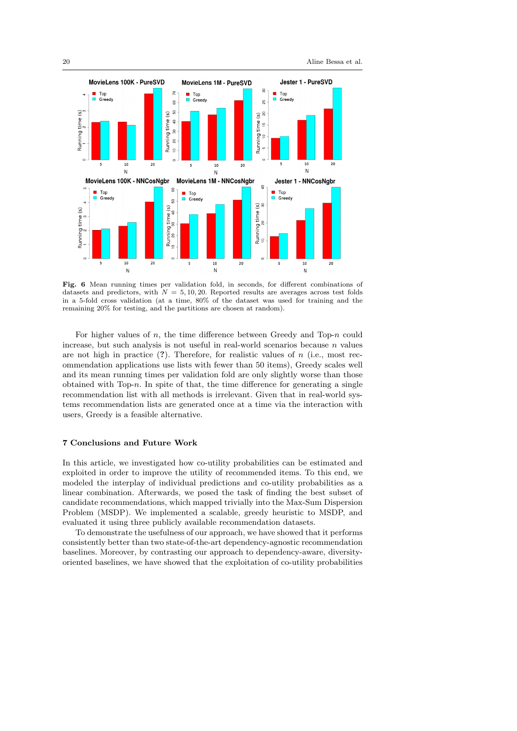**Fig. 6** Mean running times per validation fold, in seconds, for different combinations of datasets and predictors, with $N = 5, 10, 20$. Reported results are averages across test folds in a 5-fold cross validation (at a time, 80% of the dataset was used for training and the remaining 20% for testing, and the partitions are chosen at random).

For higher values of $n$, the time difference between Greedy and Top-$n$ could increase, but such analysis is not useful in real-world scenarios because $n$ values are not high in practice (?). Therefore, for realistic values of $n$ (i.e., most recommendation applications use lists with fewer than 50 items), Greedy scales well and its mean running times per validation fold are only slightly worse than those obtained with Top-$n$. In spite of that, the time difference for generating a single recommendation list with all methods is irrelevant. Given that in real-world systems recommendation lists are generated once at a time via the interaction with users, Greedy is a feasible alternative.

## 7 Conclusions and Future Work

In this article, we investigated how co-utility probabilities can be estimated and exploited in order to improve the utility of recommended items. To this end, we modeled the interplay of individual predictions and co-utility probabilities as a linear combination. Afterwards, we posed the task of finding the best subset of candidate recommendations, which mapped trivially into the Max-Sum Dispersion Problem (MSDP). We implemented a scalable, greedy heuristic to MSDP, and evaluated it using three publicly available recommendation datasets.

To demonstrate the usefulness of our approach, we have showed that it performs consistently better than two state-of-the-art dependency-agnostic recommendation baselines. Moreover, by contrasting our approach to dependency-aware, diversity-oriented baselines, we have showed that the exploitation of co-utility probabilities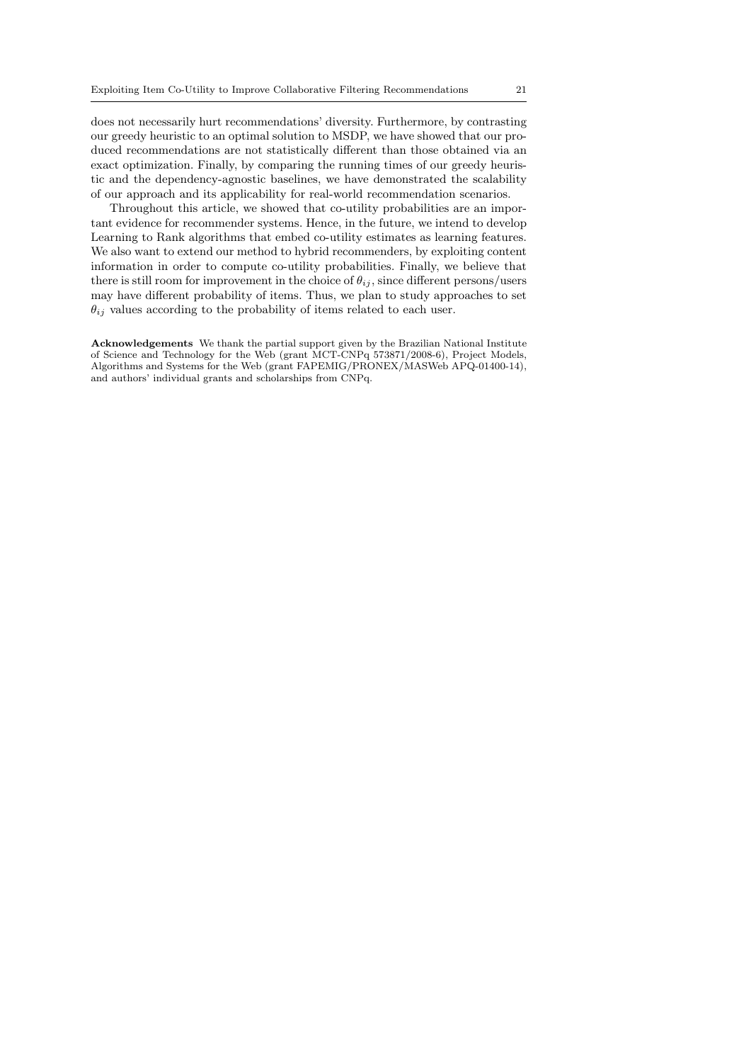does not necessarily hurt recommendations' diversity. Furthermore, by contrasting our greedy heuristic to an optimal solution to MSDP, we have showed that our produced recommendations are not statistically different than those obtained via an exact optimization. Finally, by comparing the running times of our greedy heuristic and the dependency-agnostic baselines, we have demonstrated the scalability of our approach and its applicability for real-world recommendation scenarios.

Throughout this article, we showed that co-utility probabilities are an important evidence for recommender systems. Hence, in the future, we intend to develop Learning to Rank algorithms that embed co-utility estimates as learning features. We also want to extend our method to hybrid recommenders, by exploiting content information in order to compute co-utility probabilities. Finally, we believe that there is still room for improvement in the choice of $\theta_{ij}$, since different persons/users may have different probability of items. Thus, we plan to study approaches to set $\theta_{ij}$ values according to the probability of items related to each user.

**Acknowledgements** We thank the partial support given by the Brazilian National Institute of Science and Technology for the Web (grant MCT-CNPq 573871/2008-6), Project Models, Algorithms and Systems for the Web (grant FAPEMIG/PRONEX/MASWeb APQ-01400-14), and authors' individual grants and scholarships from CNPq.